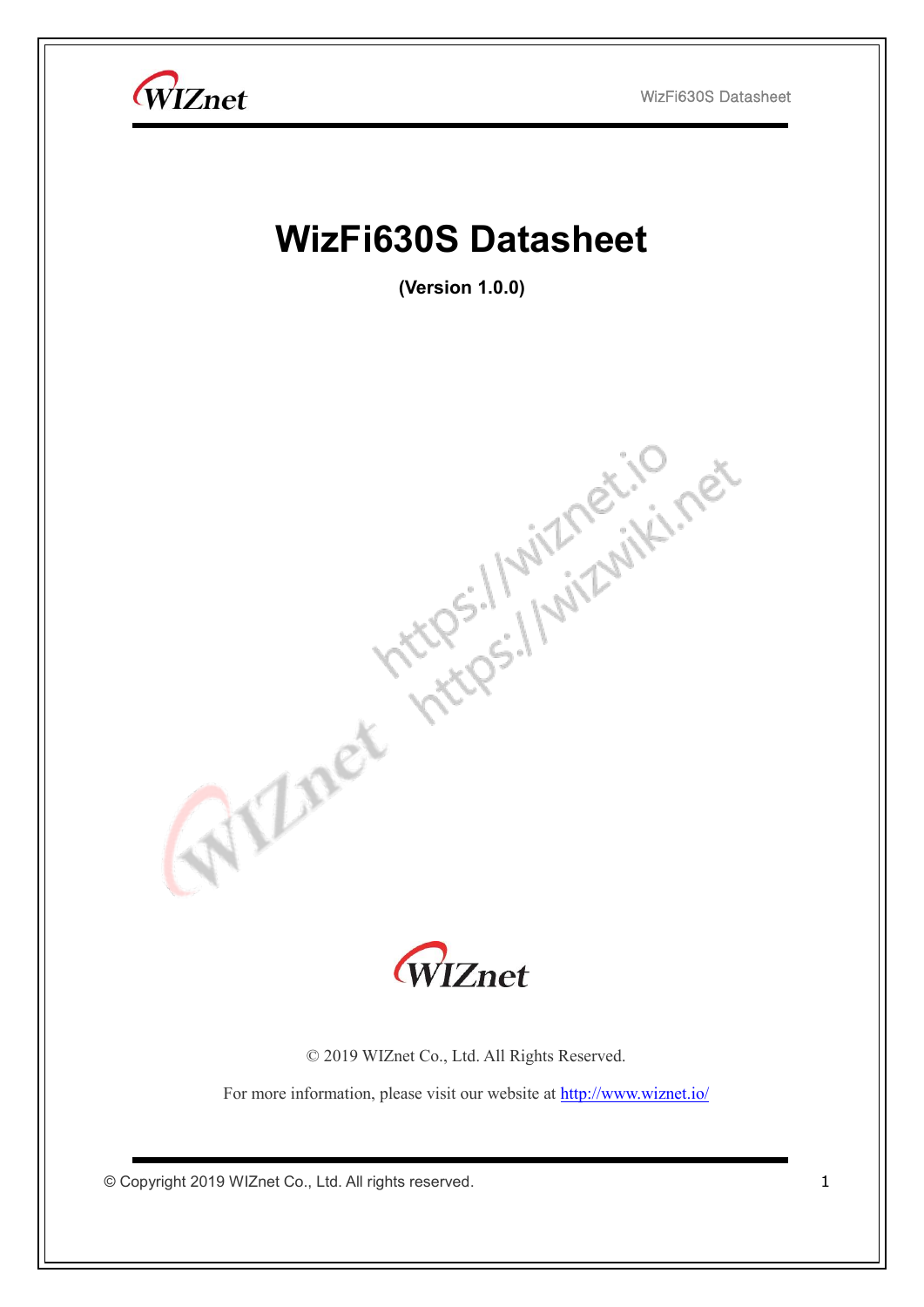# WizFi630S Datasheet

**(Version 1.0.0)**

© 2019 WIZnet Co., Ltd. All Rights Reserved.

For more information, please visit our website at http://www.wiznet.io/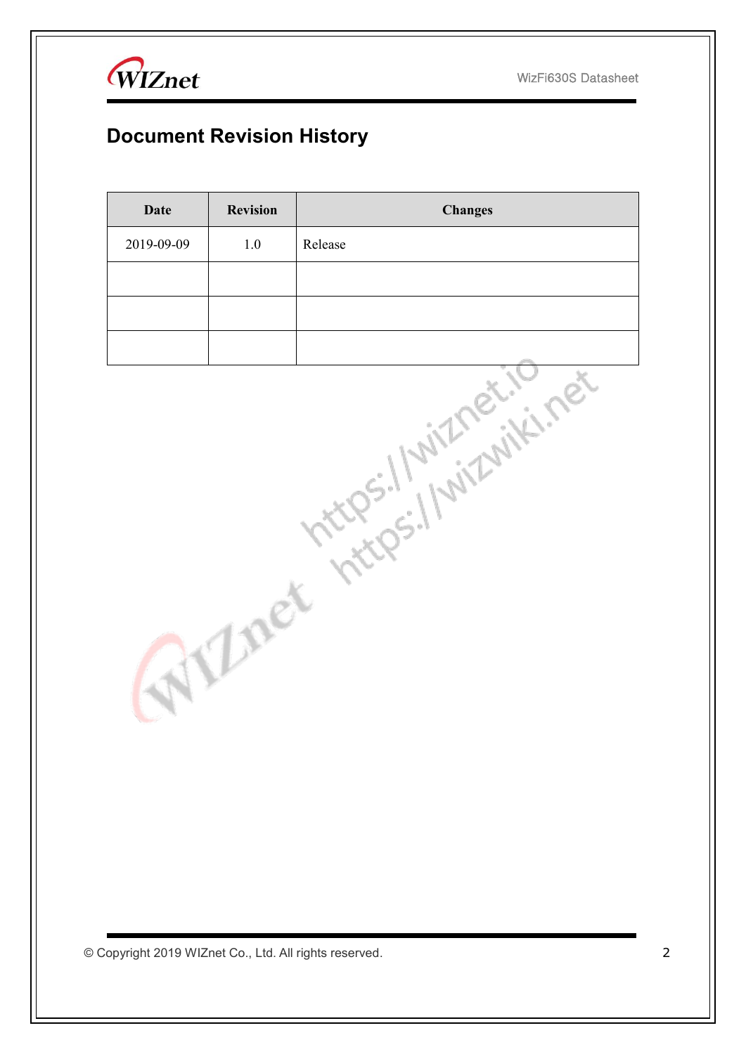# Document Revision History

| Date | Revision | Changes |
|---|---|---|
| 2019-09-09 | 1.0 | Release |
| | | |
| | | |
| | | |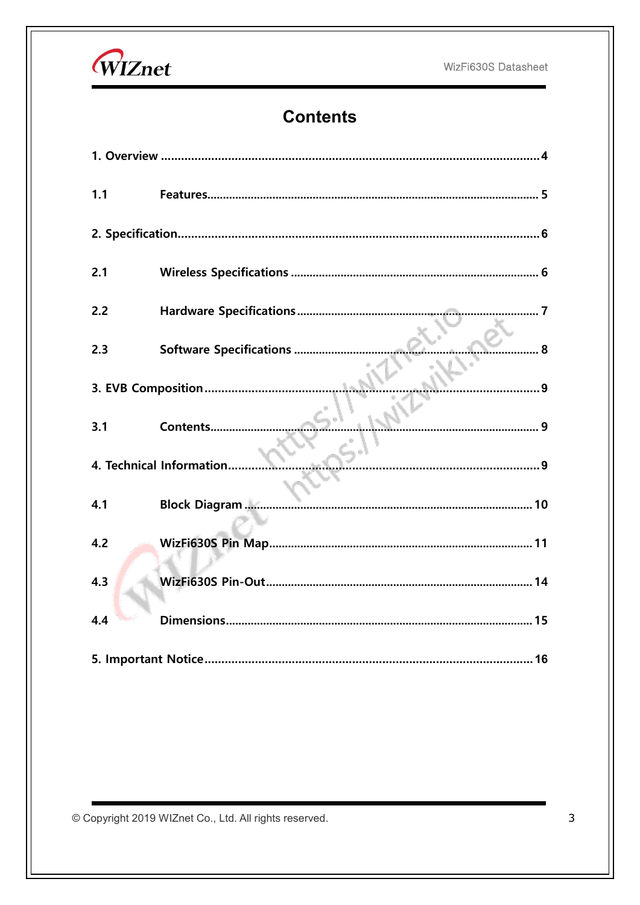# Contents

1. Overview ........................................................................................................ 4

1.1 Features ........................................................................................................ 5

2. Specification ................................................................................................. 6

2.1 Wireless Specifications ................................................................................. 6

2.2 Hardware Specifications ............................................................................... 7

2.3 Software Specifications ................................................................................. 8

3. EVB Composition ............................................................................................ 9

3.1 Contents ........................................................................................................ 9

4. Technical Information ..................................................................................... 9

4.1 Block Diagram ............................................................................................... 10

4.2 WizFi630S Pin Map ....................................................................................... 11

4.3 WizFi630S Pin-Out ........................................................................................ 14

4.4 Dimensions .................................................................................................... 15

5. Important Notice ............................................................................................ 16

© Copyright 2019 WIZnet Co., Ltd. All rights reserved.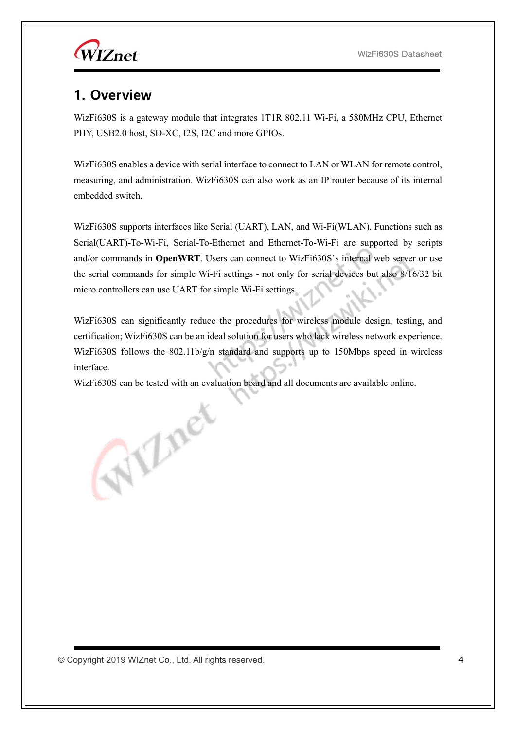# 1. Overview

WizFi630S is a gateway module that integrates 1T1R 802.11 Wi-Fi, a 580MHz CPU, Ethernet PHY, USB2.0 host, SD-XC, I2S, I2C and more GPIOs.

WizFi630S enables a device with serial interface to connect to LAN or WLAN for remote control, measuring, and administration. WizFi630S can also work as an IP router because of its internal embedded switch.

WizFi630S supports interfaces like Serial (UART), LAN, and Wi-Fi(WLAN). Functions such as Serial(UART)-To-Wi-Fi, Serial-To-Ethernet and Ethernet-To-Wi-Fi are supported by scripts and/or commands in **OpenWRT**. Users can connect to WizFi630S's internal web server or use the serial commands for simple Wi-Fi settings - not only for serial devices but also 8/16/32 bit micro controllers can use UART for simple Wi-Fi settings.

WizFi630S can significantly reduce the procedures for wireless module design, testing, and certification; WizFi630S can be an ideal solution for users who lack wireless network experience. WizFi630S follows the 802.11b/g/n standard and supports up to 150Mbps speed in wireless interface.

WizFi630S can be tested with an evaluation board and all documents are available online.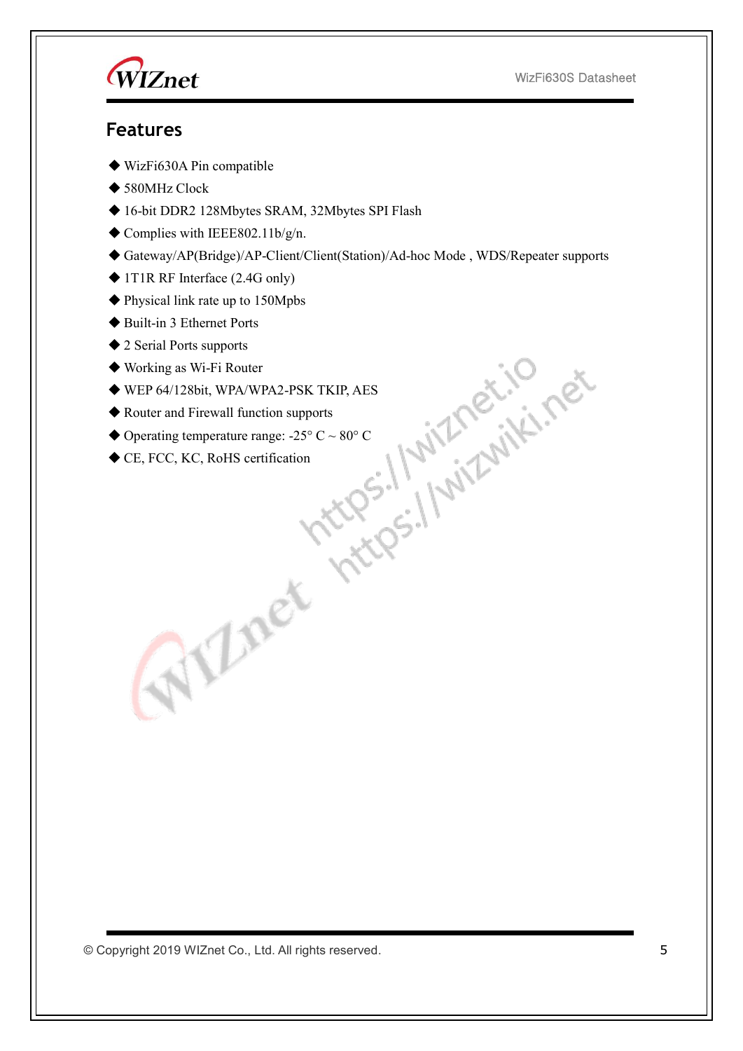## Features

- ◆ WizFi630A Pin compatible
- ◆ 580MHz Clock
- ◆ 16-bit DDR2 128Mbytes SRAM, 32Mbytes SPI Flash
- ◆ Complies with IEEE802.11b/g/n.
- ◆ Gateway/AP(Bridge)/AP-Client/Client(Station)/Ad-hoc Mode , WDS/Repeater supports
- ◆ 1T1R RF Interface (2.4G only)
- ◆ Physical link rate up to 150Mpbs
- ◆ Built-in 3 Ethernet Ports
- ◆ 2 Serial Ports supports
- ◆ Working as Wi-Fi Router
- ◆ WEP 64/128bit, WPA/WPA2-PSK TKIP, AES
- ◆ Router and Firewall function supports
- ◆ Operating temperature range: -25° C ~ 80° C
- ◆ CE, FCC, KC, RoHS certification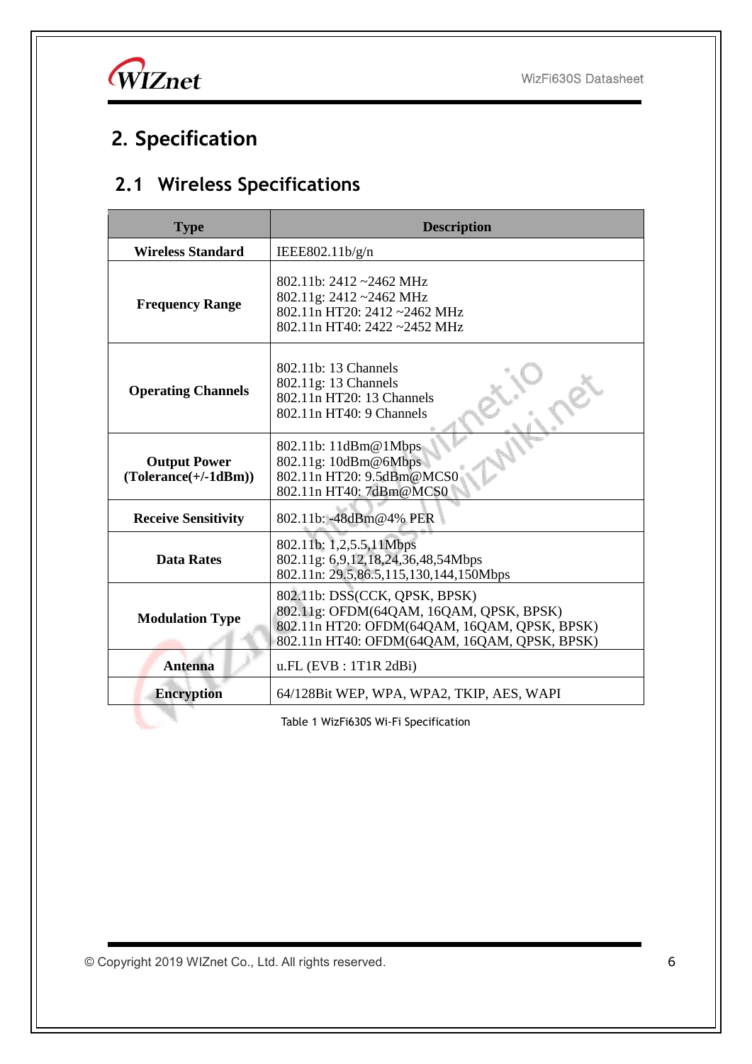# 2. Specification

## 2.1 Wireless Specifications

| Type | Description |
|---|---|
| **Wireless Standard** | IEEE802.11b/g/n |
| **Frequency Range** | 802.11b: 2412 ~2462 MHz<br>802.11g: 2412 ~2462 MHz<br>802.11n HT20: 2412 ~2462 MHz<br>802.11n HT40: 2422 ~2452 MHz |
| **Operating Channels** | 802.11b: 13 Channels<br>802.11g: 13 Channels<br>802.11n HT20: 13 Channels<br>802.11n HT40: 9 Channels |
| **Output Power (Tolerance(+/-1dBm))** | 802.11b: 11dBm@1Mbps<br>802.11g: 10dBm@6Mbps<br>802.11n HT20: 9.5dBm@MCS0<br>802.11n HT40: 7dBm@MCS0 |
| **Receive Sensitivity** | 802.11b: -48dBm@4% PER |
| **Data Rates** | 802.11b: 1,2,5.5,11Mbps<br>802.11g: 6,9,12,18,24,36,48,54Mbps<br>802.11n: 29.5,86.5,115,130,144,150Mbps |
| **Modulation Type** | 802.11b: DSS(CCK, QPSK, BPSK)<br>802.11g: OFDM(64QAM, 16QAM, QPSK, BPSK)<br>802.11n HT20: OFDM(64QAM, 16QAM, QPSK, BPSK)<br>802.11n HT40: OFDM(64QAM, 16QAM, QPSK, BPSK) |
| **Antenna** | u.FL (EVB : 1T1R 2dBi) |
| **Encryption** | 64/128Bit WEP, WPA, WPA2, TKIP, AES, WAPI |

Table 1 WizFi630S Wi-Fi Specification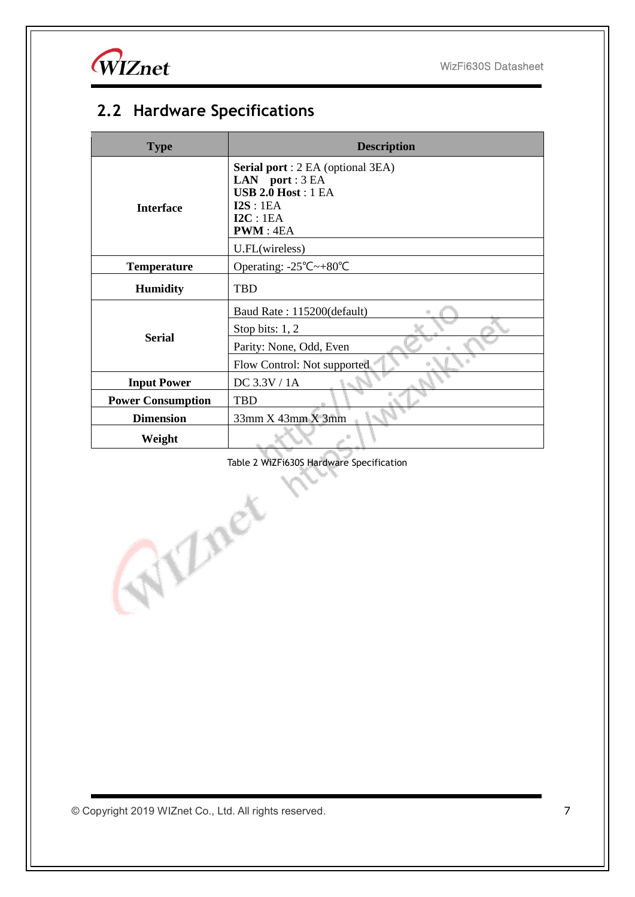## 2.2 Hardware Specifications

| Type | Description |
|---|---|
| Interface | **Serial port** : 2 EA (optional 3EA)<br>**LAN port** : 3 EA<br>**USB 2.0 Host** : 1 EA<br>**I2S** : 1EA<br>**I2C** : 1EA<br>**PWM** : 4EA |
| | U.FL(wireless) |
| Temperature | Operating: -25℃~+80℃ |
| Humidity | TBD |
| Serial | Baud Rate : 115200(default) |
| | Stop bits: 1, 2 |
| | Parity: None, Odd, Even |
| | Flow Control: Not supported |
| Input Power | DC 3.3V / 1A |
| Power Consumption | TBD |
| Dimension | 33mm X 43mm X 3mm |
| Weight | |

Table 2 WiZFi630S Hardware Specification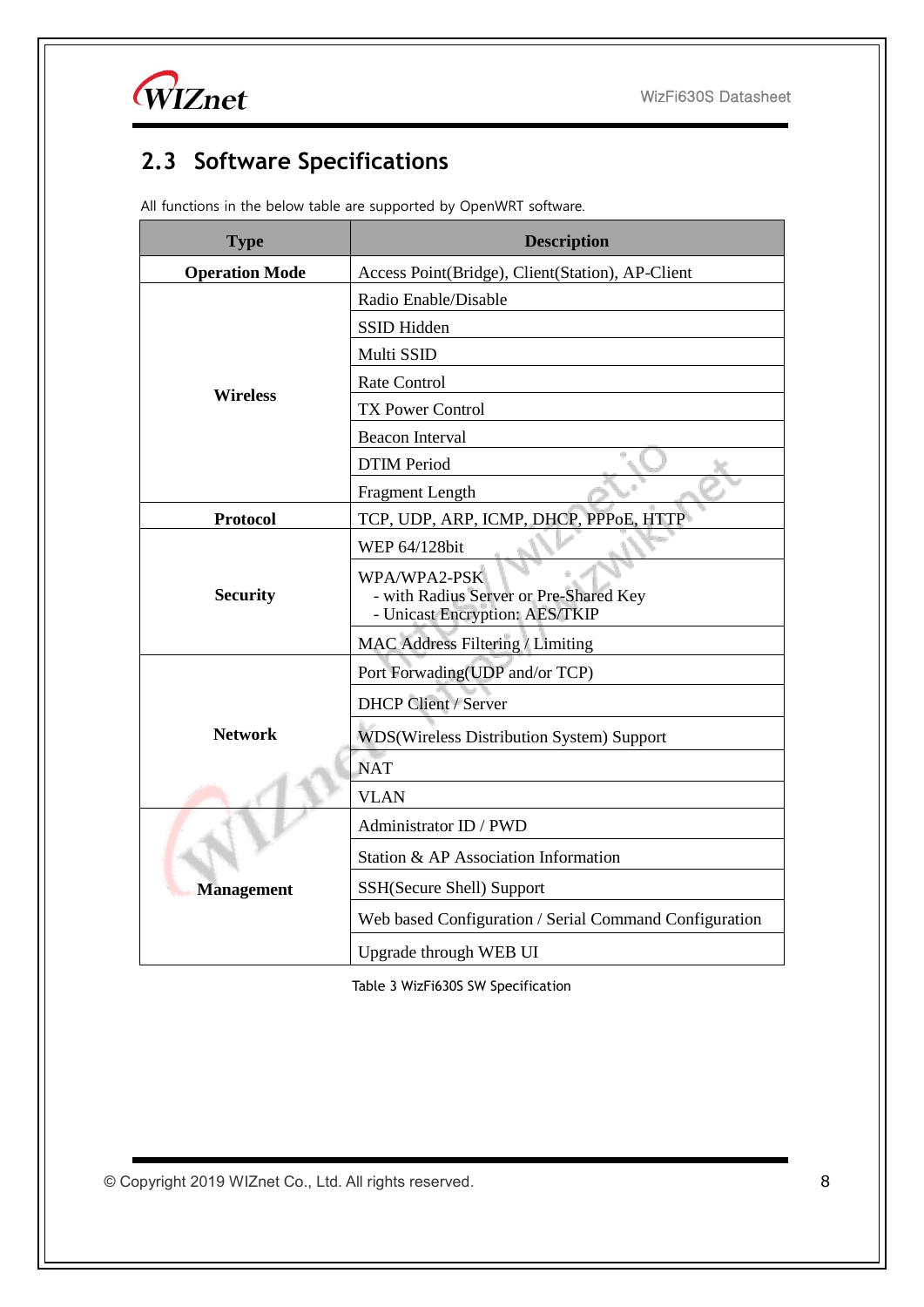## 2.3 Software Specifications

All functions in the below table are supported by OpenWRT software.

| Type | Description |
|---|---|
| **Operation Mode** | Access Point(Bridge), Client(Station), AP-Client |
| **Wireless** | Radio Enable/Disable |
| | SSID Hidden |
| | Multi SSID |
| | Rate Control |
| | TX Power Control |
| | Beacon Interval |
| | DTIM Period |
| | Fragment Length |
| **Protocol** | TCP, UDP, ARP, ICMP, DHCP, PPPoE, HTTP |
| **Security** | WEP 64/128bit |
| | WPA/WPA2-PSK<br>- with Radius Server or Pre-Shared Key<br>- Unicast Encryption: AES/TKIP |
| | MAC Address Filtering / Limiting |
| **Network** | Port Forwading(UDP and/or TCP) |
| | DHCP Client / Server |
| | WDS(Wireless Distribution System) Support |
| | NAT |
| | VLAN |
| **Management** | Administrator ID / PWD |
| | Station & AP Association Information |
| | SSH(Secure Shell) Support |
| | Web based Configuration / Serial Command Configuration |
| | Upgrade through WEB UI |

Table 3 WizFi630S SW Specification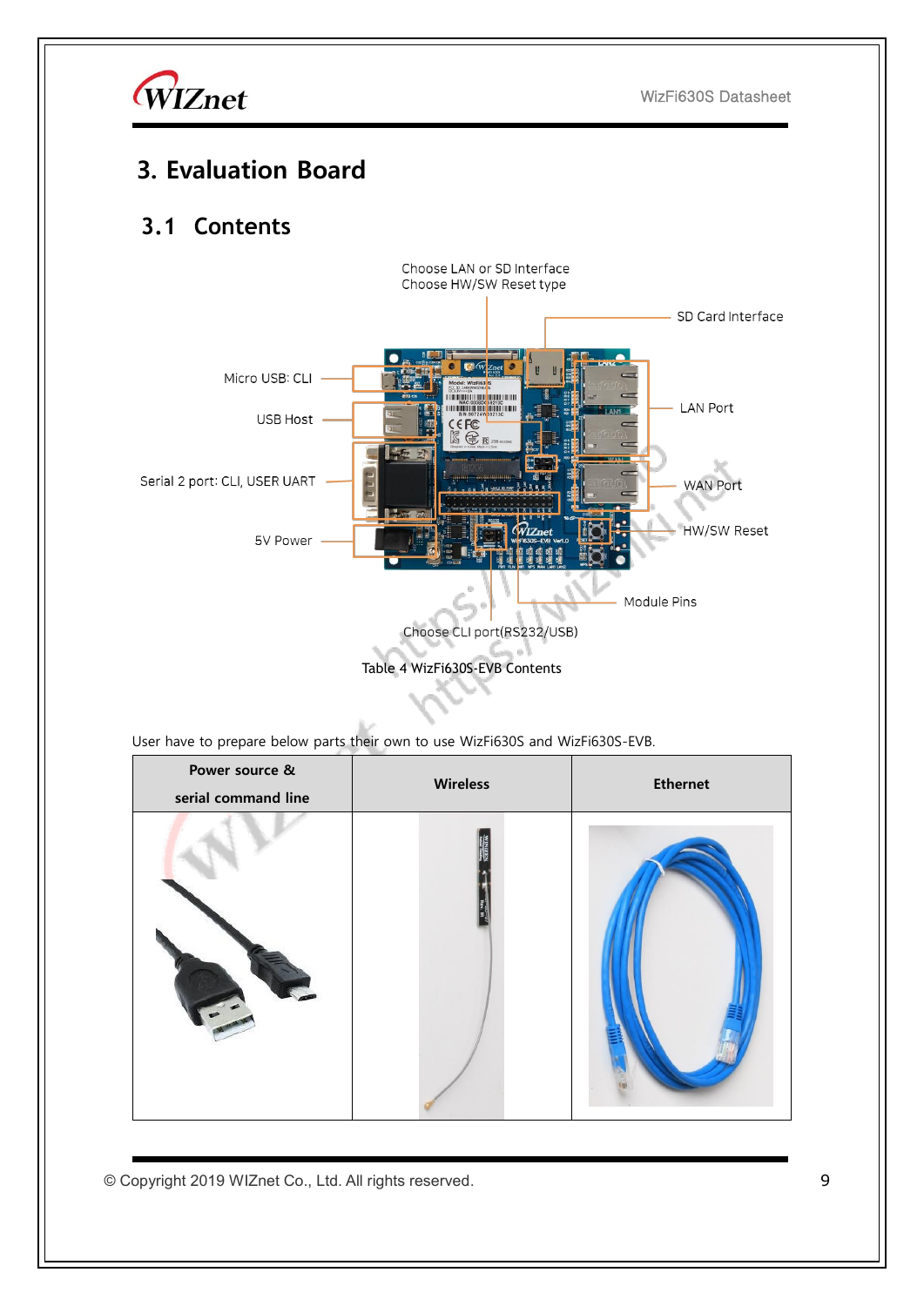# 3. Evaluation Board

## 3.1 Contents

Choose LAN or SD Interface
Choose HW/SW Reset type

SD Card Interface

Micro USB: CLI

USB Host

LAN Port

Serial 2 port: CLI, USER UART

WAN Port

5V Power

HW/SW Reset

Module Pins

Choose CLI port(RS232/USB)

Table 4 WizFi630S-EVB Contents

User have to prepare below parts their own to use WizFi630S and WizFi630S-EVB.

| Power source & serial command line | Wireless | Ethernet |
|---|---|---|
| | | |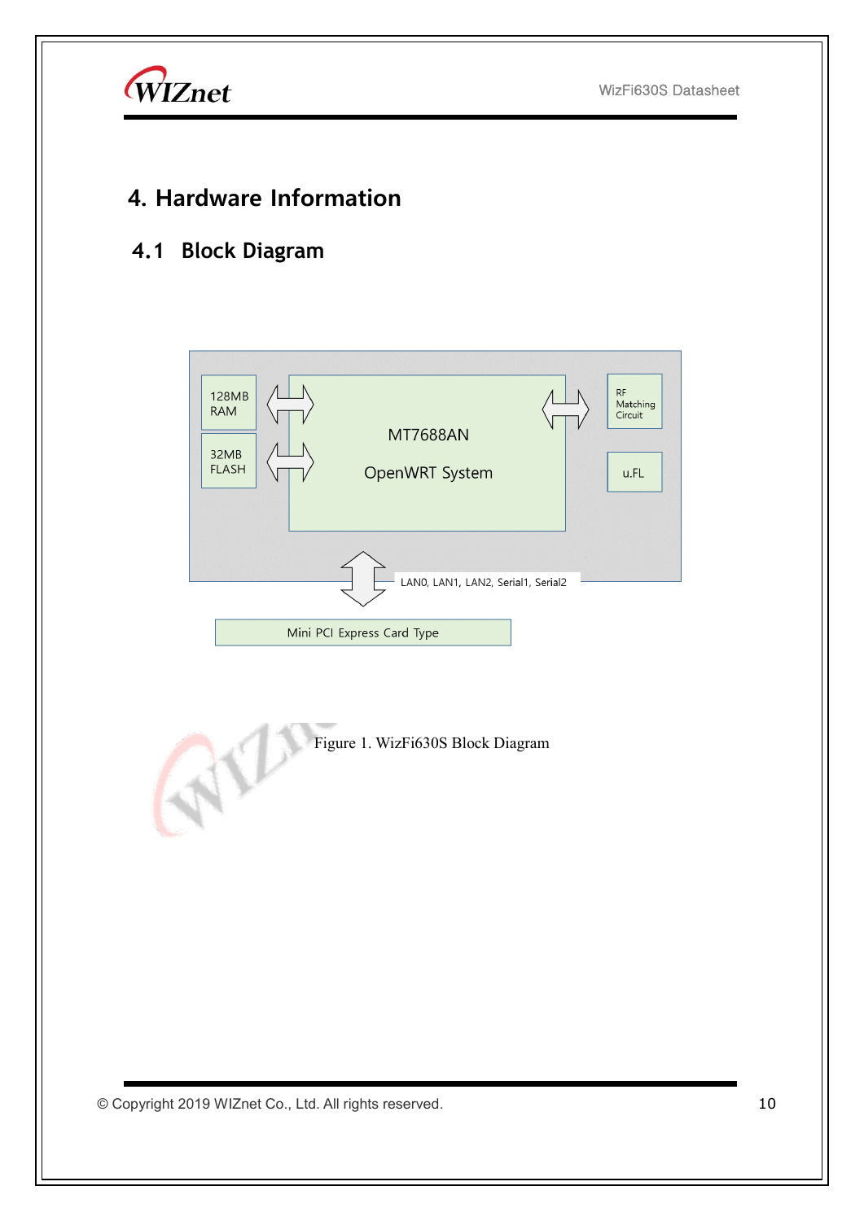# 4. Hardware Information

## 4.1 Block Diagram

128MB RAM

32MB FLASH

MT7688AN

OpenWRT System

RF Matching Circuit

u.FL

LAN0, LAN1, LAN2, Serial1, Serial2

Mini PCI Express Card Type

Figure 1. WizFi630S Block Diagram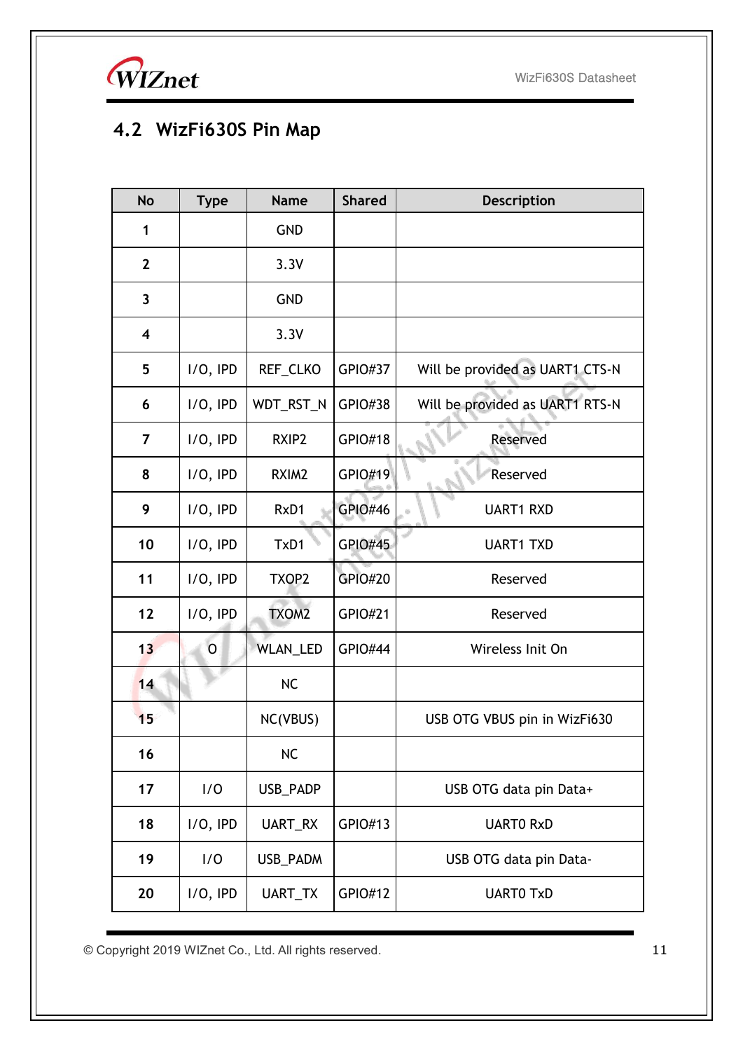## 4.2 WizFi630S Pin Map

| No | Type | Name | Shared | Description |
|---|---|---|---|---|
| 1 | | GND | | |
| 2 | | 3.3V | | |
| 3 | | GND | | |
| 4 | | 3.3V | | |
| 5 | I/O, IPD | REF_CLKO | GPIO#37 | Will be provided as UART1 CTS-N |
| 6 | I/O, IPD | WDT_RST_N | GPIO#38 | Will be provided as UART1 RTS-N |
| 7 | I/O, IPD | RXIP2 | GPIO#18 | Reserved |
| 8 | I/O, IPD | RXIM2 | GPIO#19 | Reserved |
| 9 | I/O, IPD | RxD1 | GPIO#46 | UART1 RXD |
| 10 | I/O, IPD | TxD1 | GPIO#45 | UART1 TXD |
| 11 | I/O, IPD | TXOP2 | GPIO#20 | Reserved |
| 12 | I/O, IPD | TXOM2 | GPIO#21 | Reserved |
| 13 | O | WLAN_LED | GPIO#44 | Wireless Init On |
| 14 | | NC | | |
| 15 | | NC(VBUS) | | USB OTG VBUS pin in WizFi630 |
| 16 | | NC | | |
| 17 | I/O | USB_PADP | | USB OTG data pin Data+ |
| 18 | I/O, IPD | UART_RX | GPIO#13 | UART0 RxD |
| 19 | I/O | USB_PADM | | USB OTG data pin Data- |
| 20 | I/O, IPD | UART_TX | GPIO#12 | UART0 TxD |

© Copyright 2019 WIZnet Co., Ltd. All rights reserved.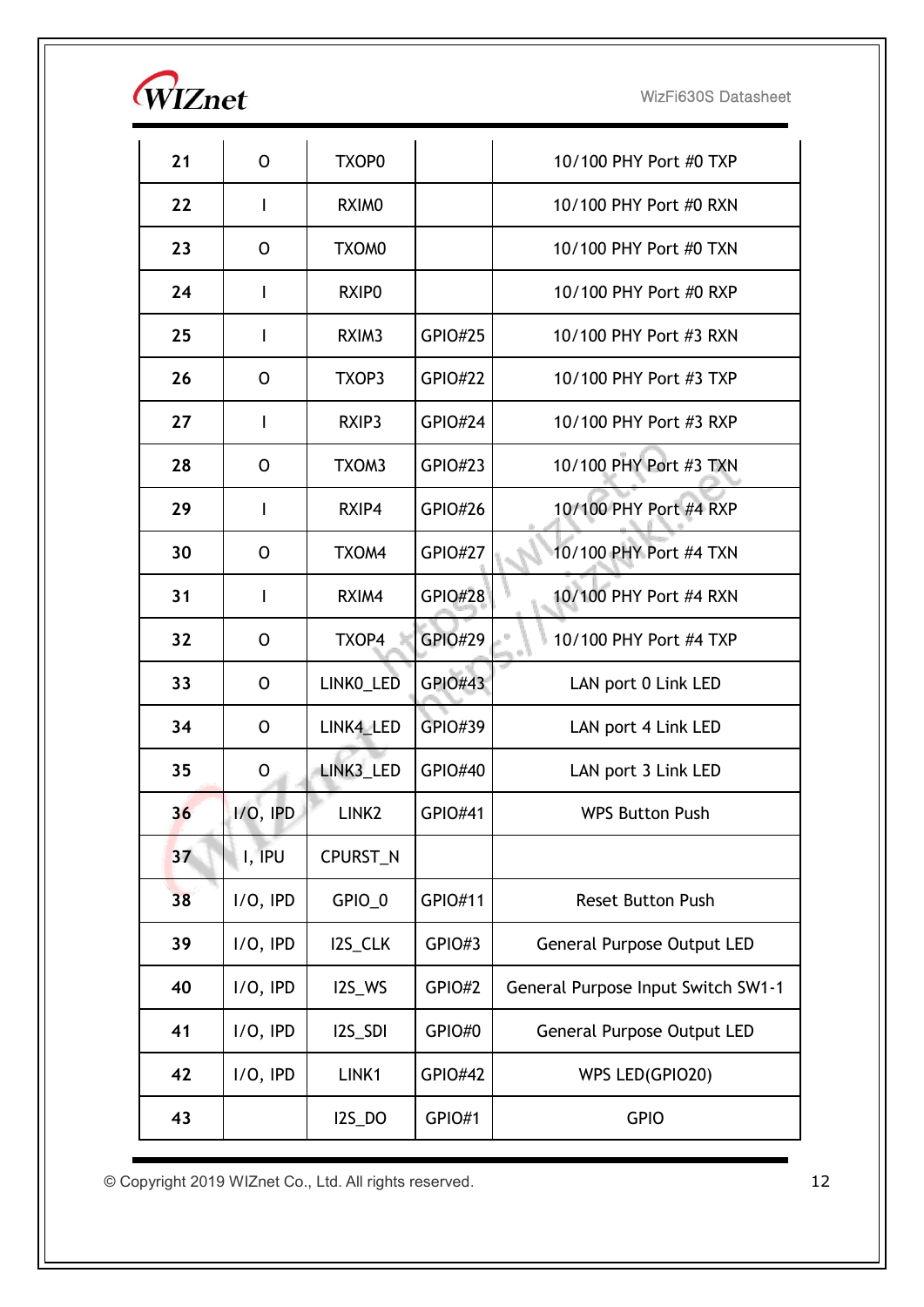| 21 | O | TXOP0 | | 10/100 PHY Port #0 TXP |
|---|---|---|---|---|
| 22 | I | RXIM0 | | 10/100 PHY Port #0 RXN |
| 23 | O | TXOM0 | | 10/100 PHY Port #0 TXN |
| 24 | I | RXIP0 | | 10/100 PHY Port #0 RXP |
| 25 | I | RXIM3 | GPIO#25 | 10/100 PHY Port #3 RXN |
| 26 | O | TXOP3 | GPIO#22 | 10/100 PHY Port #3 TXP |
| 27 | I | RXIP3 | GPIO#24 | 10/100 PHY Port #3 RXP |
| 28 | O | TXOM3 | GPIO#23 | 10/100 PHY Port #3 TXN |
| 29 | I | RXIP4 | GPIO#26 | 10/100 PHY Port #4 RXP |
| 30 | O | TXOM4 | GPIO#27 | 10/100 PHY Port #4 TXN |
| 31 | I | RXIM4 | GPIO#28 | 10/100 PHY Port #4 RXN |
| 32 | O | TXOP4 | GPIO#29 | 10/100 PHY Port #4 TXP |
| 33 | O | LINK0_LED | GPIO#43 | LAN port 0 Link LED |
| 34 | O | LINK4_LED | GPIO#39 | LAN port 4 Link LED |
| 35 | O | LINK3_LED | GPIO#40 | LAN port 3 Link LED |
| 36 | I/O, IPD | LINK2 | GPIO#41 | WPS Button Push |
| 37 | I, IPU | CPURST_N | | |
| 38 | I/O, IPD | GPIO_0 | GPIO#11 | Reset Button Push |
| 39 | I/O, IPD | I2S_CLK | GPIO#3 | General Purpose Output LED |
| 40 | I/O, IPD | I2S_WS | GPIO#2 | General Purpose Input Switch SW1-1 |
| 41 | I/O, IPD | I2S_SDI | GPIO#0 | General Purpose Output LED |
| 42 | I/O, IPD | LINK1 | GPIO#42 | WPS LED(GPIO20) |
| 43 | | I2S_DO | GPIO#1 | GPIO |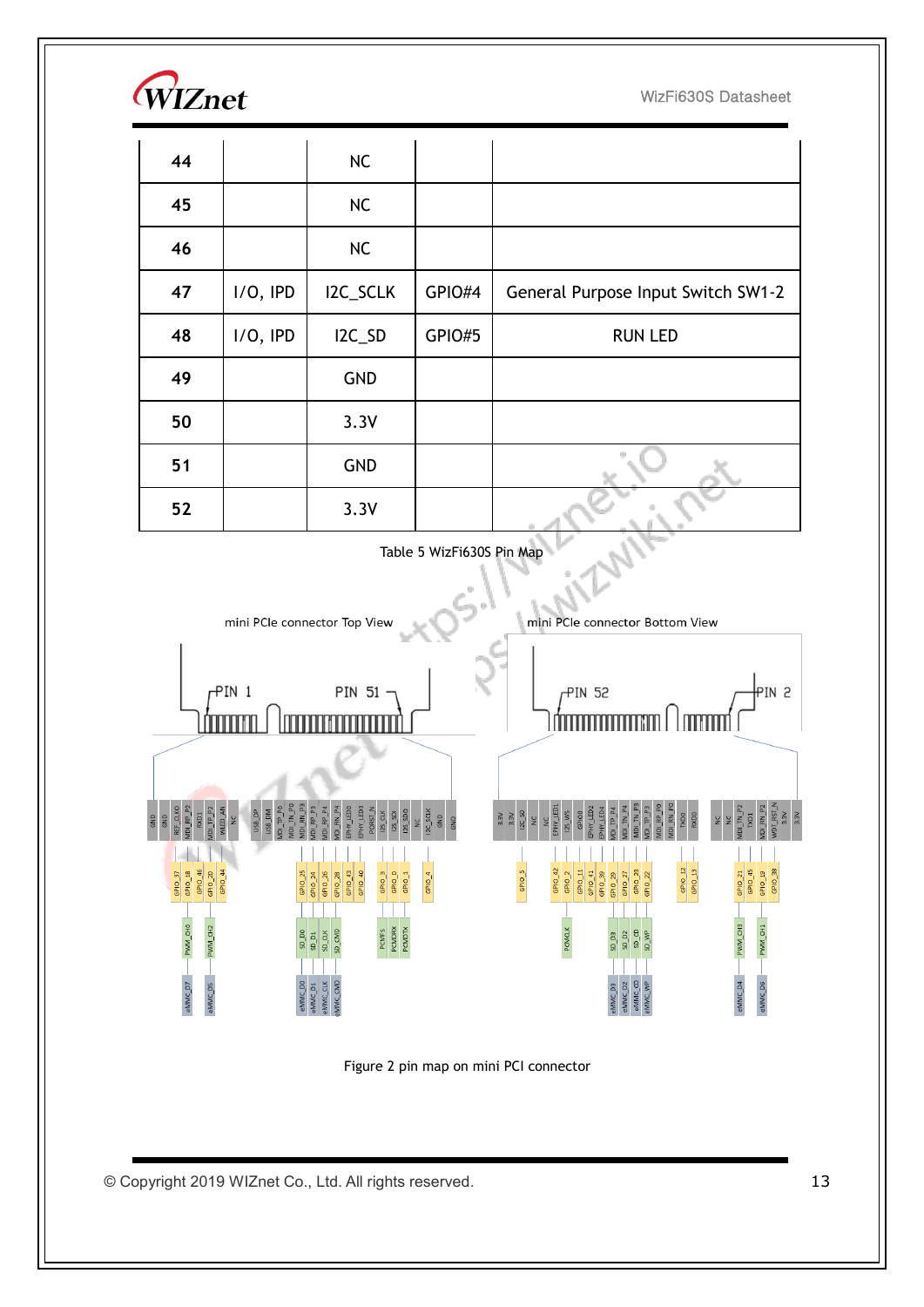| 44 | | NC | | |
|---|---|---|---|---|
| 45 | | NC | | |
| 46 | | NC | | |
| 47 | I/O, IPD | I2C_SCLK | GPIO#4 | General Purpose Input Switch SW1-2 |
| 48 | I/O, IPD | I2C_SD | GPIO#5 | RUN LED |
| 49 | | GND | | |
| 50 | | 3.3V | | |
| 51 | | GND | | |
| 52 | | 3.3V | | |

Table 5 WizFi630S Pin Map

Figure 2 pin map on mini PCI connector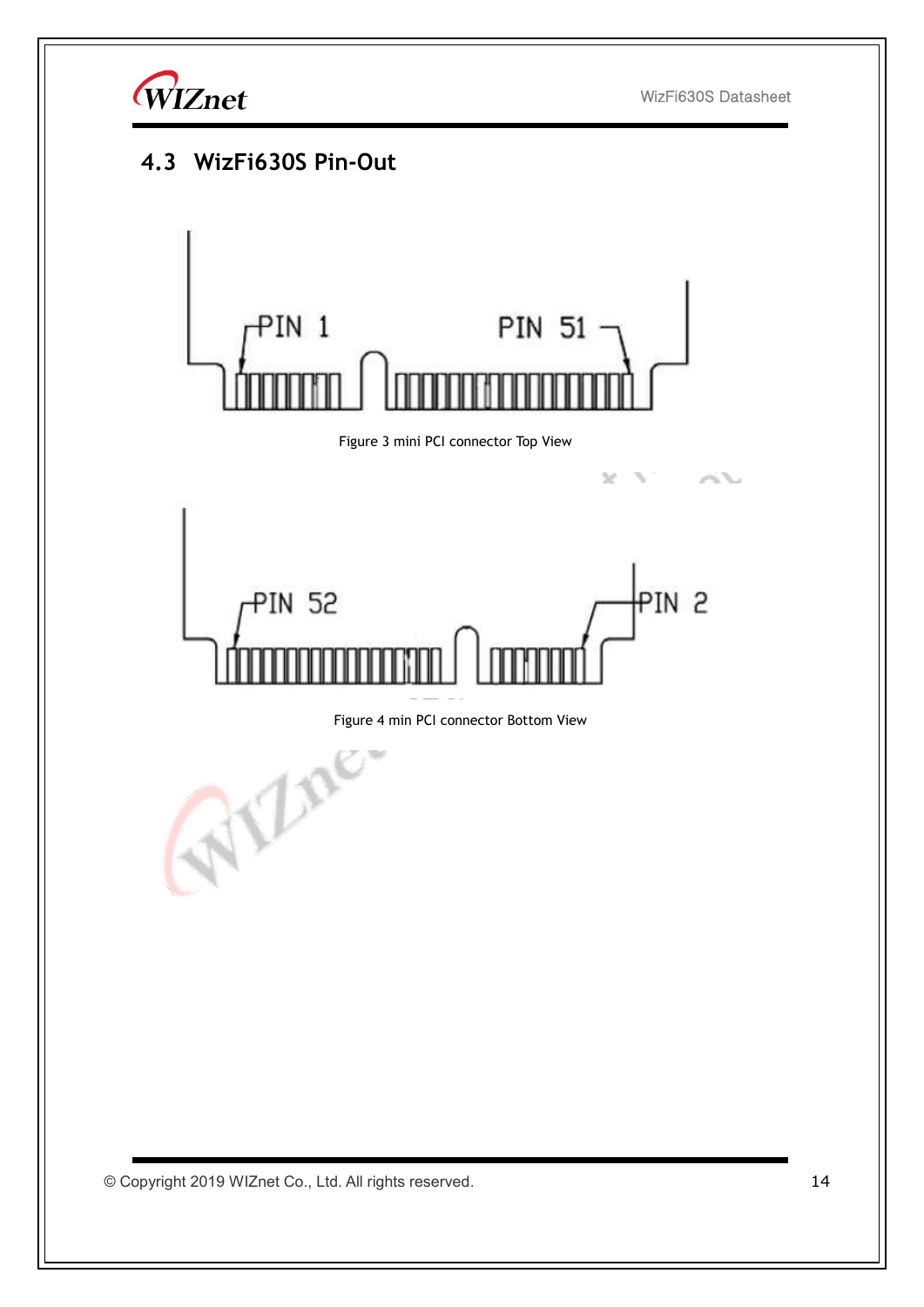## 4.3 WizFi630S Pin-Out

PIN 1

PIN 51

Figure 3 mini PCI connector Top View

PIN 52

PIN 2

Figure 4 min PCI connector Bottom View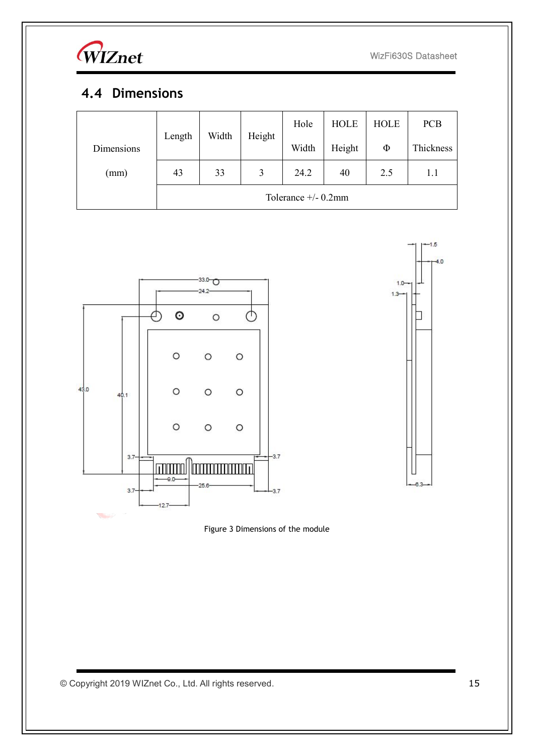## 4.4 Dimensions

| Dimensions (mm) | Length | Width | Height | Hole Width | HOLE Height | HOLE Φ | PCB Thickness |
|---|---|---|---|---|---|---|---|
| | 43 | 33 | 3 | 24.2 | 40 | 2.5 | 1.1 |
| | Tolerance +/- 0.2mm | | | | | | |

Figure 3 Dimensions of the module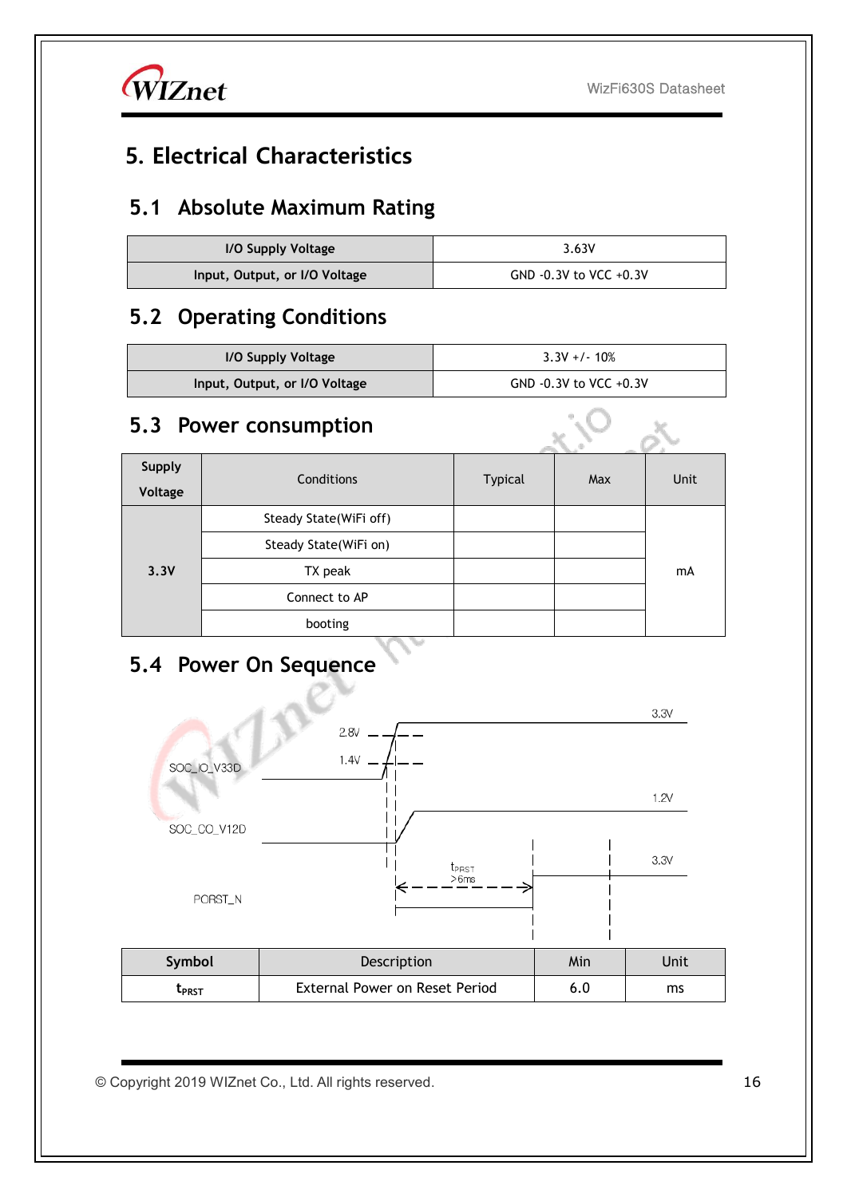# 5. Electrical Characteristics

## 5.1 Absolute Maximum Rating

| | |
|---|---|
| **I/O Supply Voltage** | 3.63V |
| **Input, Output, or I/O Voltage** | GND -0.3V to VCC +0.3V |

## 5.2 Operating Conditions

| | |
|---|---|
| **I/O Supply Voltage** | 3.3V +/- 10% |
| **Input, Output, or I/O Voltage** | GND -0.3V to VCC +0.3V |

## 5.3 Power consumption

| Supply Voltage | Conditions | Typical | Max | Unit |
|---|---|---|---|---|
| **3.3V** | Steady State(WiFi off) | | | mA |
| | Steady State(WiFi on) | | | |
| | TX peak | | | |
| | Connect to AP | | | |
| | booting | | | |

## 5.4 Power On Sequence

SOC_IO_V33D: 1.4V, 2.8V, 3.3V

SOC_CO_V12D: 1.2V

PORST_N: 3.3V

$t_{PRST}$ >6ms

| Symbol | Description | Min | Unit |
|---|---|---|---|
| $t_{PRST}$ | External Power on Reset Period | 6.0 | ms |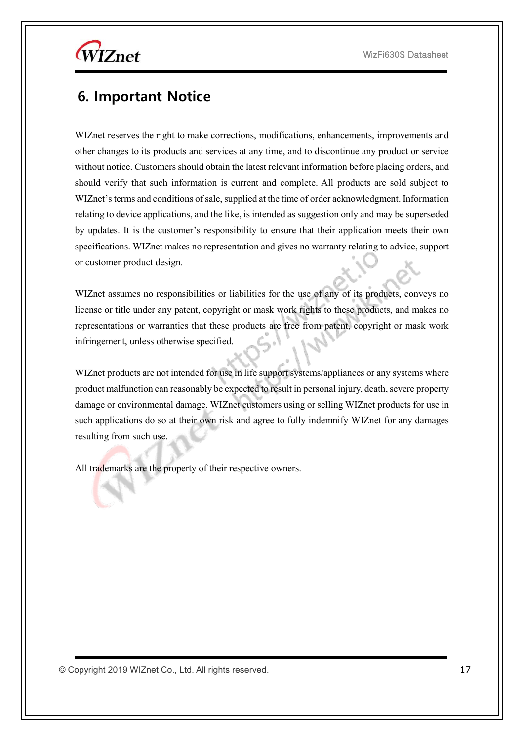# 6. Important Notice

WIZnet reserves the right to make corrections, modifications, enhancements, improvements and other changes to its products and services at any time, and to discontinue any product or service without notice. Customers should obtain the latest relevant information before placing orders, and should verify that such information is current and complete. All products are sold subject to WIZnet's terms and conditions of sale, supplied at the time of order acknowledgment. Information relating to device applications, and the like, is intended as suggestion only and may be superseded by updates. It is the customer's responsibility to ensure that their application meets their own specifications. WIZnet makes no representation and gives no warranty relating to advice, support or customer product design.

WIZnet assumes no responsibilities or liabilities for the use of any of its products, conveys no license or title under any patent, copyright or mask work rights to these products, and makes no representations or warranties that these products are free from patent, copyright or mask work infringement, unless otherwise specified.

WIZnet products are not intended for use in life support systems/appliances or any systems where product malfunction can reasonably be expected to result in personal injury, death, severe property damage or environmental damage. WIZnet customers using or selling WIZnet products for use in such applications do so at their own risk and agree to fully indemnify WIZnet for any damages resulting from such use.

All trademarks are the property of their respective owners.